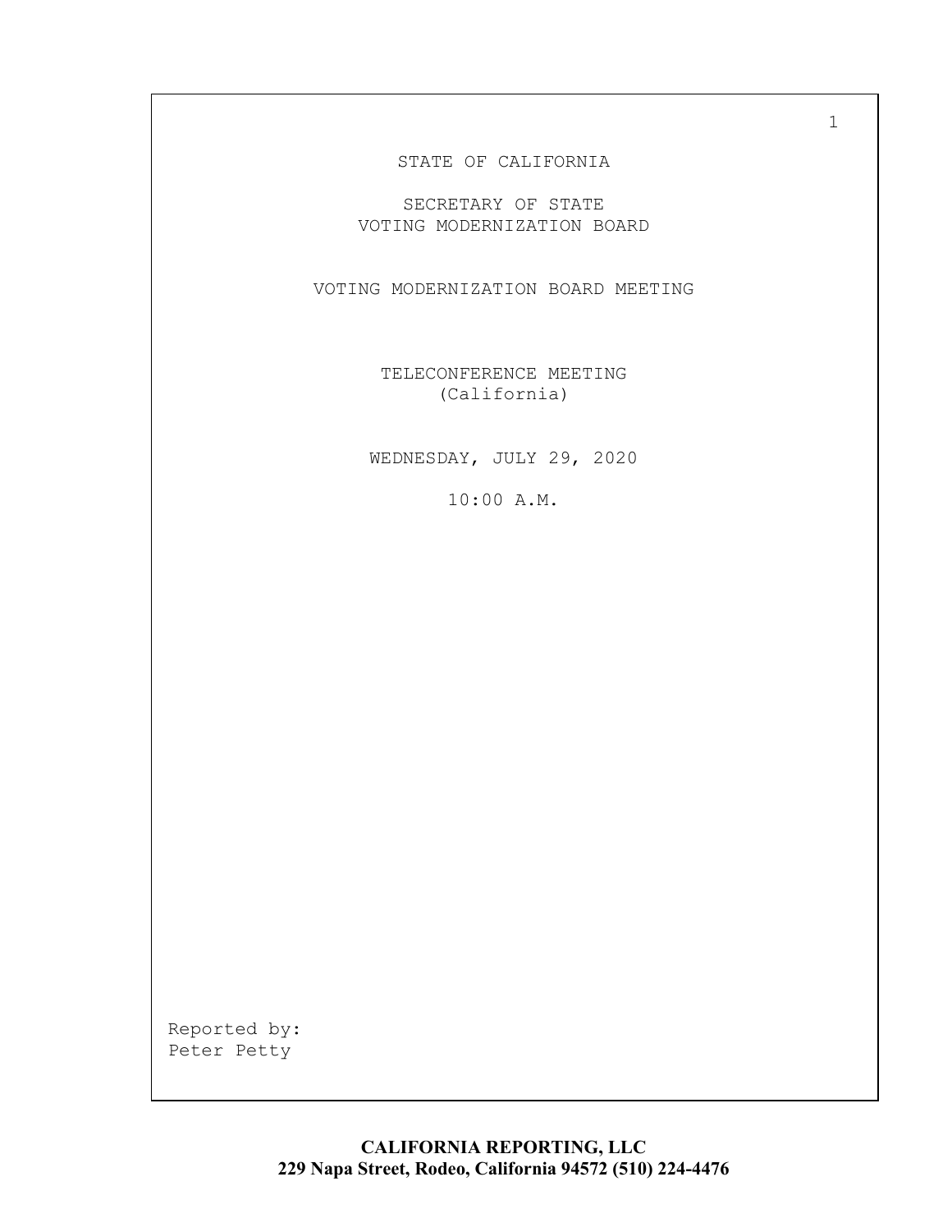STATE OF CALIFORNIA

SECRETARY OF STATE
VOTING MODERNIZATION BOARD

VOTING MODERNIZATION BOARD MEETING

TELECONFERENCE MEETING
(California)

WEDNESDAY, JULY 29, 2020

10:00 A.M.

Reported by:
Peter Petty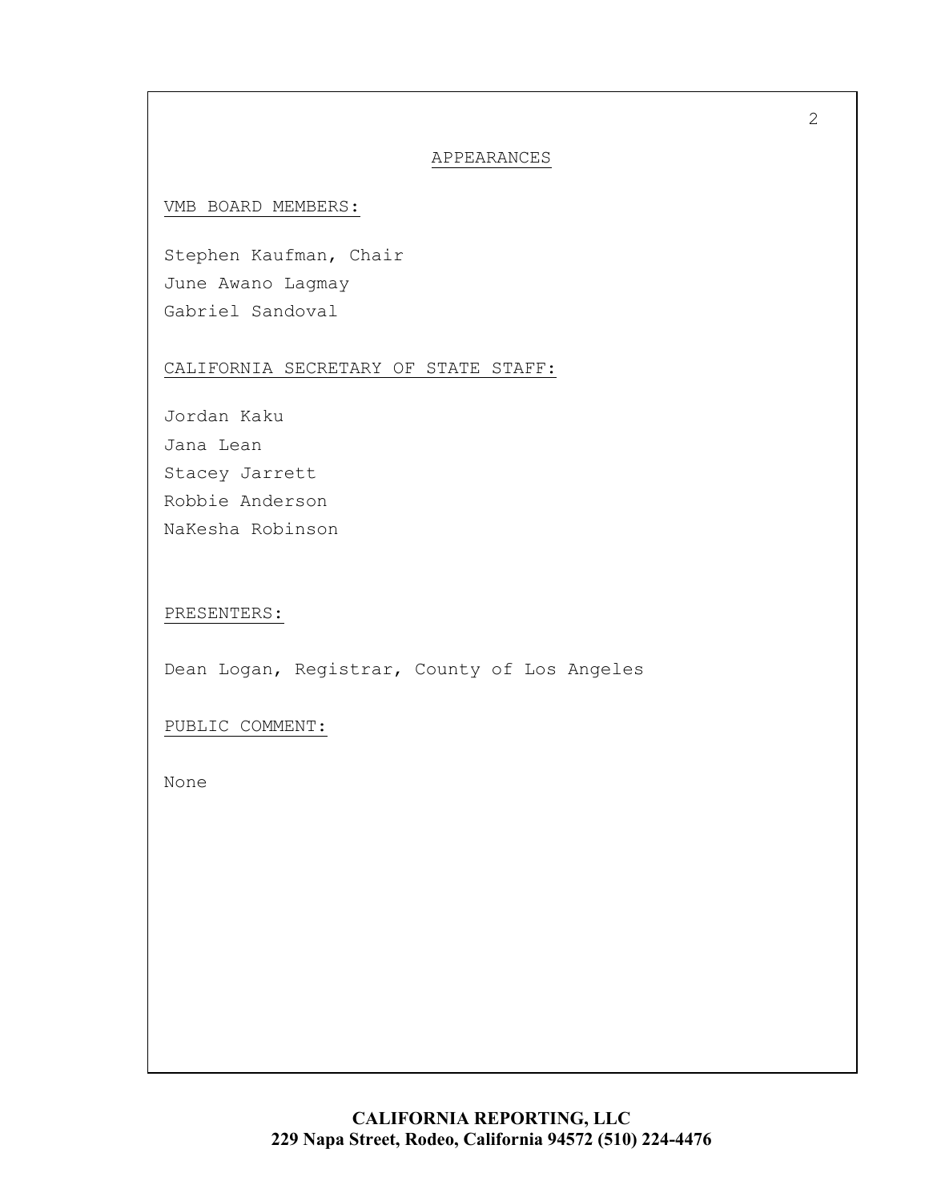# APPEARANCES

## VMB BOARD MEMBERS:

Stephen Kaufman, Chair
June Awano Lagmay
Gabriel Sandoval

## CALIFORNIA SECRETARY OF STATE STAFF:

Jordan Kaku
Jana Lean
Stacey Jarrett
Robbie Anderson
NaKesha Robinson

## PRESENTERS:

Dean Logan, Registrar, County of Los Angeles

## PUBLIC COMMENT:

None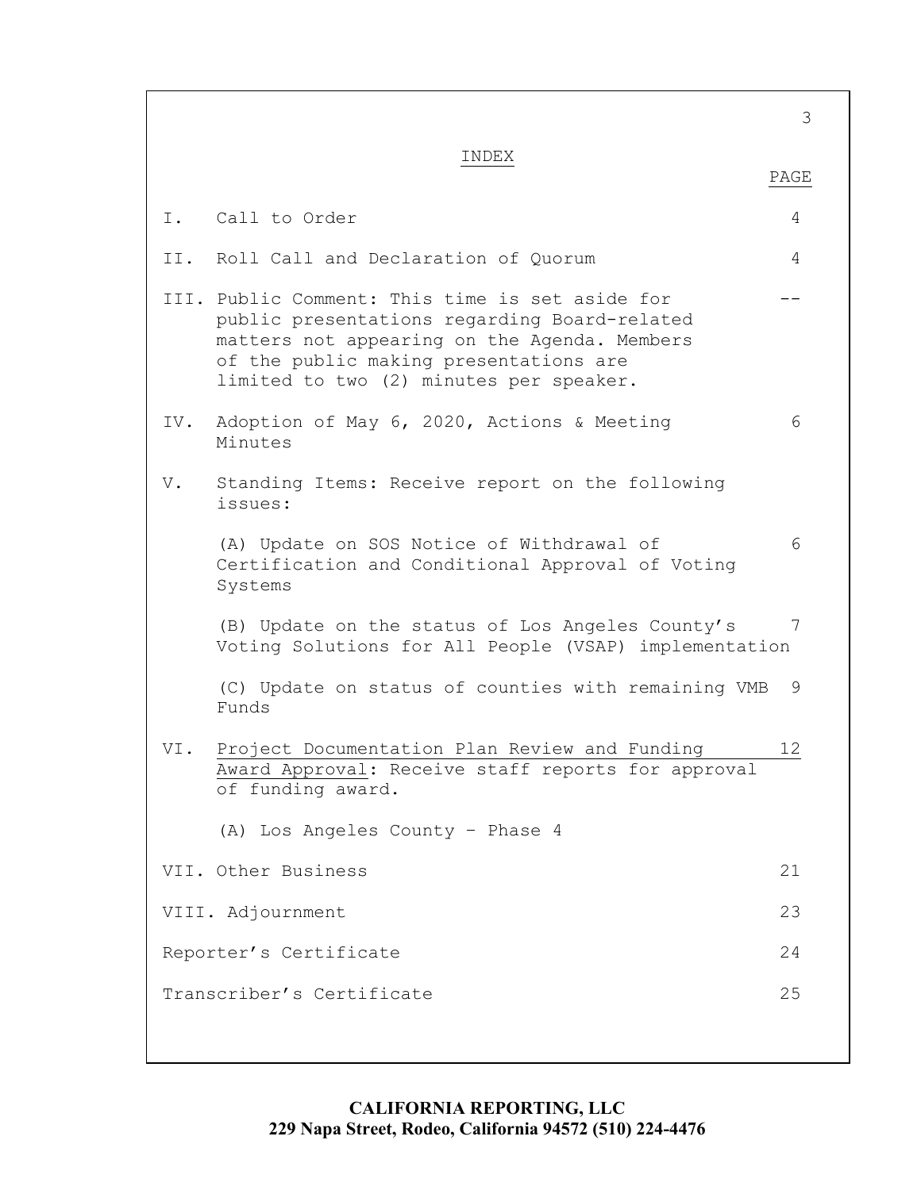# INDEX

| | | PAGE |
|---|---|---|
| I. | Call to Order | 4 |
| II. | Roll Call and Declaration of Quorum | 4 |
| III. | Public Comment: This time is set aside for public presentations regarding Board-related matters not appearing on the Agenda. Members of the public making presentations are limited to two (2) minutes per speaker. | -- |
| IV. | Adoption of May 6, 2020, Actions & Meeting Minutes | 6 |
| V. | Standing Items: Receive report on the following issues: | |
| | (A) Update on SOS Notice of Withdrawal of Certification and Conditional Approval of Voting Systems | 6 |
| | (B) Update on the status of Los Angeles County's Voting Solutions for All People (VSAP) implementation | 7 |
| | (C) Update on status of counties with remaining VMB Funds | 9 |
| VI. | Project Documentation Plan Review and Funding Award Approval: Receive staff reports for approval of funding award. | 12 |
| | (A) Los Angeles County – Phase 4 | |
| VII. | Other Business | 21 |
| VIII. | Adjournment | 23 |
| | Reporter's Certificate | 24 |
| | Transcriber's Certificate | 25 |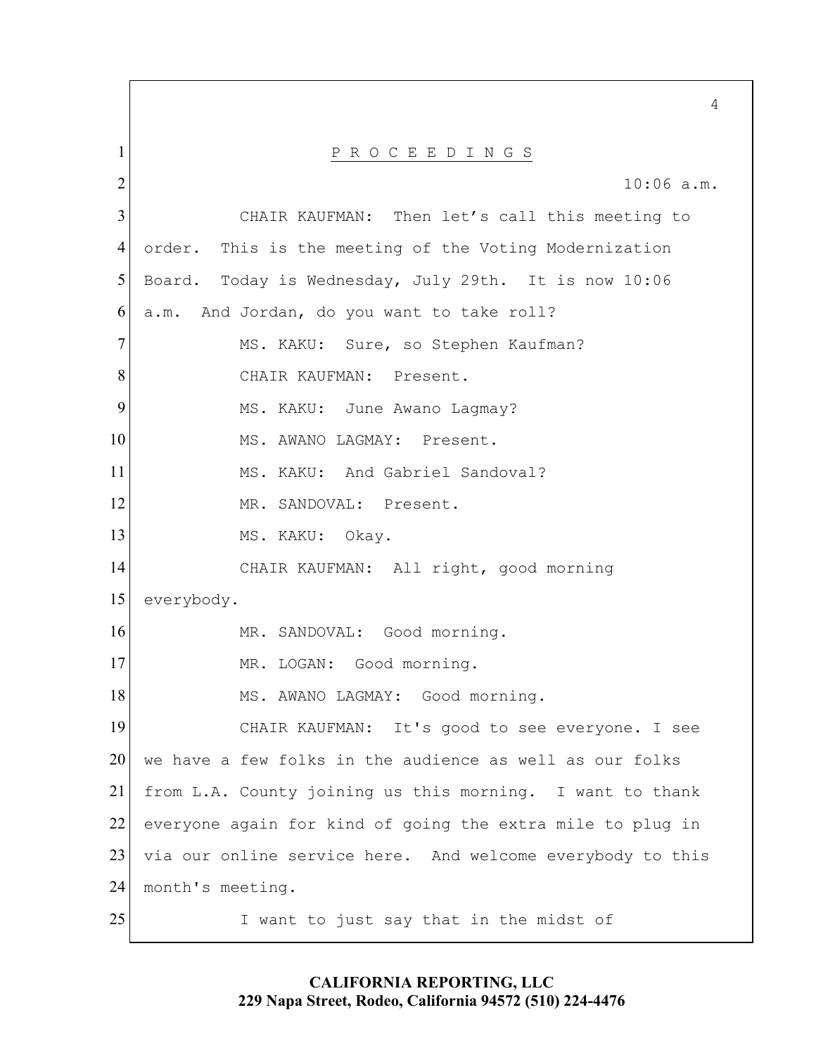P R O C E E D I N G S

10:06 a.m.

CHAIR KAUFMAN: Then let's call this meeting to order. This is the meeting of the Voting Modernization Board. Today is Wednesday, July 29th. It is now 10:06 a.m. And Jordan, do you want to take roll?

MS. KAKU: Sure, so Stephen Kaufman?

CHAIR KAUFMAN: Present.

MS. KAKU: June Awano Lagmay?

MS. AWANO LAGMAY: Present.

MS. KAKU: And Gabriel Sandoval?

MR. SANDOVAL: Present.

MS. KAKU: Okay.

CHAIR KAUFMAN: All right, good morning everybody.

MR. SANDOVAL: Good morning.

MR. LOGAN: Good morning.

MS. AWANO LAGMAY: Good morning.

CHAIR KAUFMAN: It's good to see everyone. I see we have a few folks in the audience as well as our folks from L.A. County joining us this morning. I want to thank everyone again for kind of going the extra mile to plug in via our online service here. And welcome everybody to this month's meeting.

I want to just say that in the midst of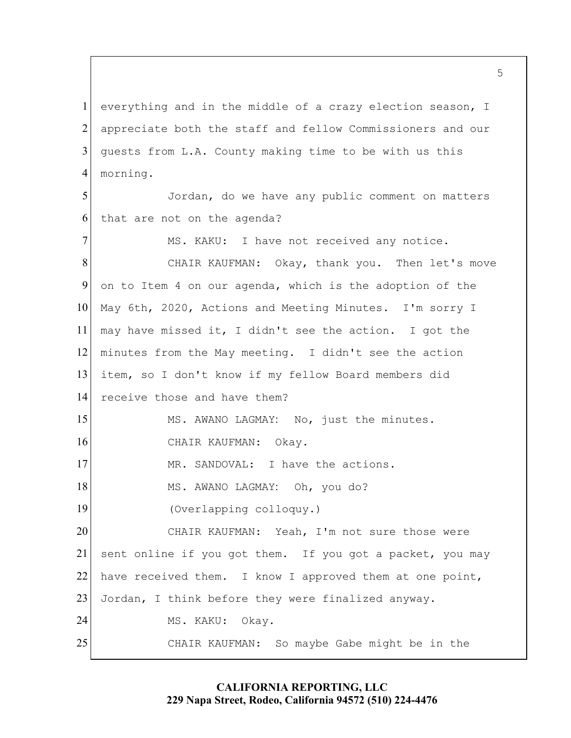everything and in the middle of a crazy election season, I appreciate both the staff and fellow Commissioners and our guests from L.A. County making time to be with us this morning.

Jordan, do we have any public comment on matters that are not on the agenda?

MS. KAKU: I have not received any notice.

CHAIR KAUFMAN: Okay, thank you. Then let's move on to Item 4 on our agenda, which is the adoption of the May 6th, 2020, Actions and Meeting Minutes. I'm sorry I may have missed it, I didn't see the action. I got the minutes from the May meeting. I didn't see the action item, so I don't know if my fellow Board members did receive those and have them?

MS. AWANO LAGMAY: No, just the minutes.

CHAIR KAUFMAN: Okay.

MR. SANDOVAL: I have the actions.

MS. AWANO LAGMAY: Oh, you do?

(Overlapping colloquy.)

CHAIR KAUFMAN: Yeah, I'm not sure those were sent online if you got them. If you got a packet, you may have received them. I know I approved them at one point, Jordan, I think before they were finalized anyway.

MS. KAKU: Okay.

CHAIR KAUFMAN: So maybe Gabe might be in the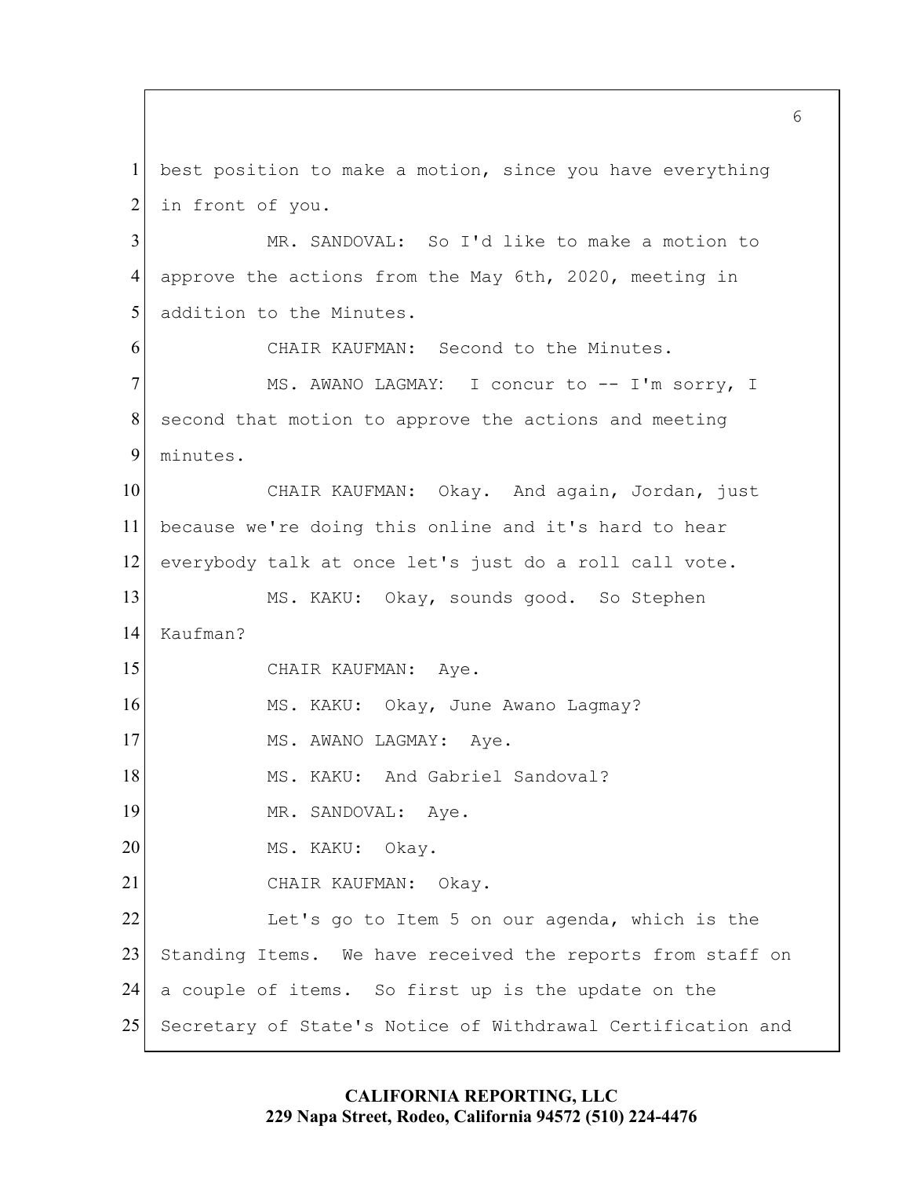best position to make a motion, since you have everything in front of you.

MR. SANDOVAL: So I'd like to make a motion to approve the actions from the May 6th, 2020, meeting in addition to the Minutes.

CHAIR KAUFMAN: Second to the Minutes.

MS. AWANO LAGMAY: I concur to -- I'm sorry, I second that motion to approve the actions and meeting minutes.

CHAIR KAUFMAN: Okay. And again, Jordan, just because we're doing this online and it's hard to hear everybody talk at once let's just do a roll call vote.

MS. KAKU: Okay, sounds good. So Stephen Kaufman?

CHAIR KAUFMAN: Aye.

MS. KAKU: Okay, June Awano Lagmay?

MS. AWANO LAGMAY: Aye.

MS. KAKU: And Gabriel Sandoval?

MR. SANDOVAL: Aye.

MS. KAKU: Okay.

CHAIR KAUFMAN: Okay.

Let's go to Item 5 on our agenda, which is the Standing Items. We have received the reports from staff on a couple of items. So first up is the update on the Secretary of State's Notice of Withdrawal Certification and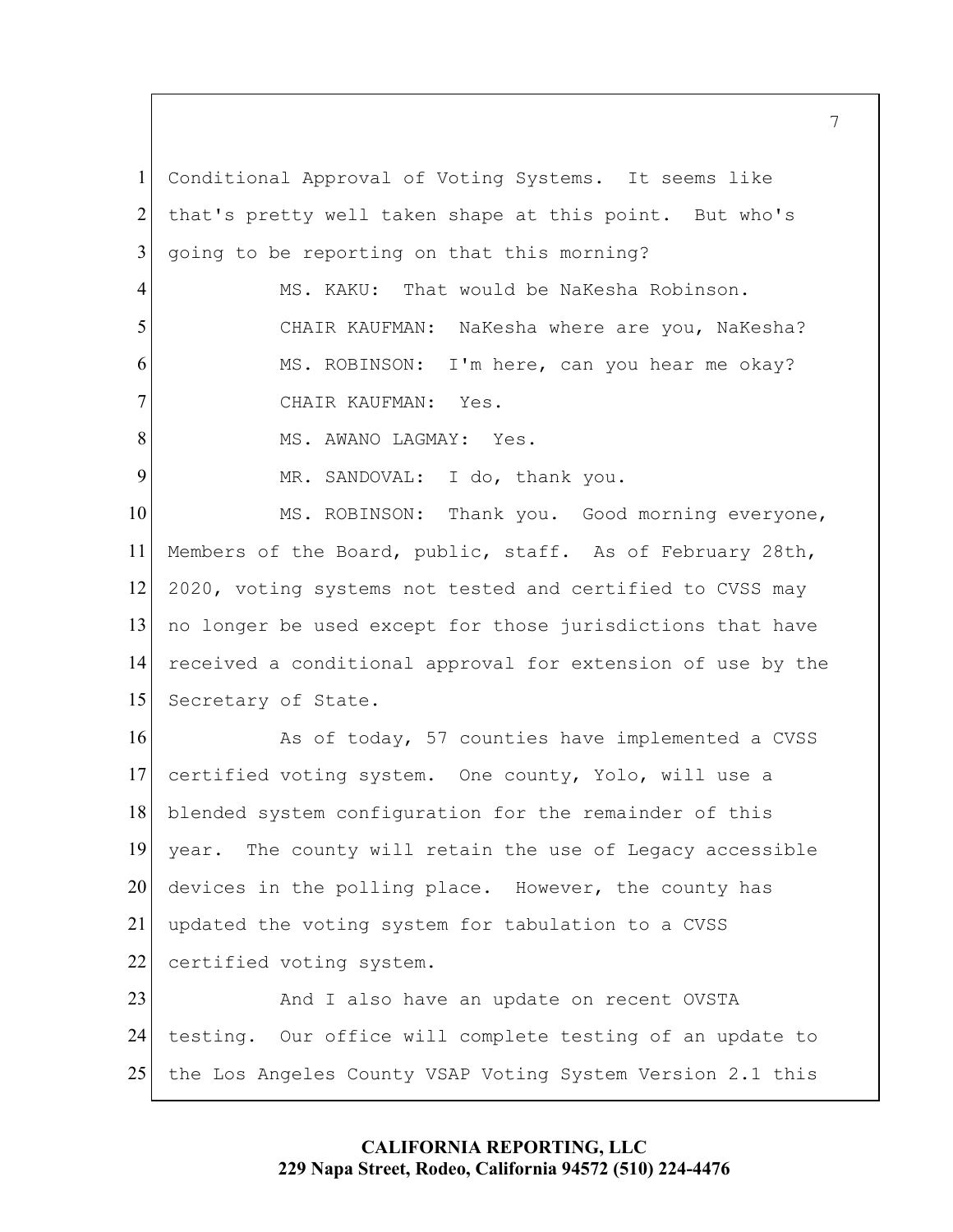Conditional Approval of Voting Systems. It seems like that's pretty well taken shape at this point. But who's going to be reporting on that this morning?

MS. KAKU: That would be NaKesha Robinson.

CHAIR KAUFMAN: NaKesha where are you, NaKesha?

MS. ROBINSON: I'm here, can you hear me okay?

CHAIR KAUFMAN: Yes.

MS. AWANO LAGMAY: Yes.

MR. SANDOVAL: I do, thank you.

MS. ROBINSON: Thank you. Good morning everyone, Members of the Board, public, staff. As of February 28th, 2020, voting systems not tested and certified to CVSS may no longer be used except for those jurisdictions that have received a conditional approval for extension of use by the Secretary of State.

As of today, 57 counties have implemented a CVSS certified voting system. One county, Yolo, will use a blended system configuration for the remainder of this year. The county will retain the use of Legacy accessible devices in the polling place. However, the county has updated the voting system for tabulation to a CVSS certified voting system.

And I also have an update on recent OVSTA testing. Our office will complete testing of an update to the Los Angeles County VSAP Voting System Version 2.1 this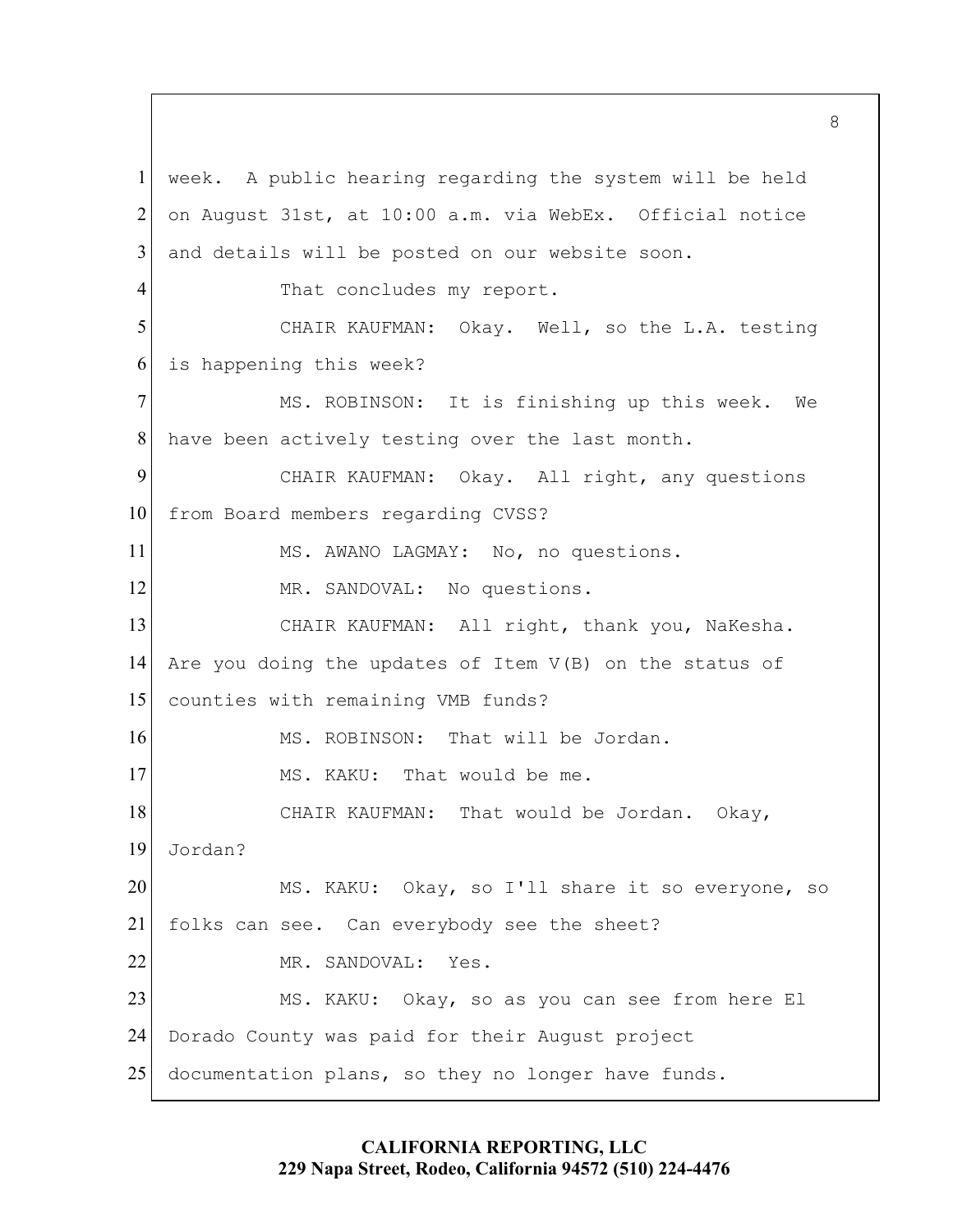week. A public hearing regarding the system will be held on August 31st, at 10:00 a.m. via WebEx. Official notice and details will be posted on our website soon.

That concludes my report.

CHAIR KAUFMAN: Okay. Well, so the L.A. testing is happening this week?

MS. ROBINSON: It is finishing up this week. We have been actively testing over the last month.

CHAIR KAUFMAN: Okay. All right, any questions from Board members regarding CVSS?

MS. AWANO LAGMAY: No, no questions.

MR. SANDOVAL: No questions.

CHAIR KAUFMAN: All right, thank you, NaKesha. Are you doing the updates of Item V(B) on the status of counties with remaining VMB funds?

MS. ROBINSON: That will be Jordan.

MS. KAKU: That would be me.

CHAIR KAUFMAN: That would be Jordan. Okay, Jordan?

MS. KAKU: Okay, so I'll share it so everyone, so folks can see. Can everybody see the sheet?

MR. SANDOVAL: Yes.

MS. KAKU: Okay, so as you can see from here El Dorado County was paid for their August project documentation plans, so they no longer have funds.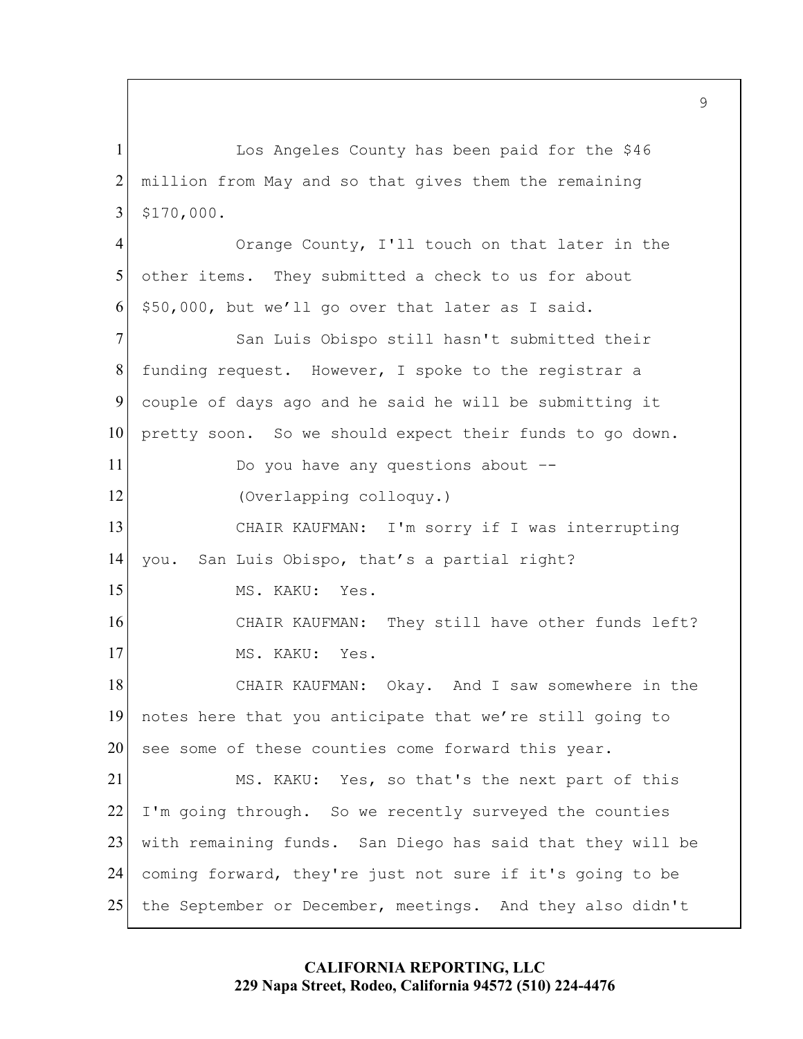Los Angeles County has been paid for the $46 million from May and so that gives them the remaining $170,000.

Orange County, I'll touch on that later in the other items. They submitted a check to us for about $50,000, but we'll go over that later as I said.

San Luis Obispo still hasn't submitted their funding request. However, I spoke to the registrar a couple of days ago and he said he will be submitting it pretty soon. So we should expect their funds to go down.

Do you have any questions about --

(Overlapping colloquy.)

CHAIR KAUFMAN: I'm sorry if I was interrupting you. San Luis Obispo, that's a partial right?

MS. KAKU: Yes.

CHAIR KAUFMAN: They still have other funds left?

MS. KAKU: Yes.

CHAIR KAUFMAN: Okay. And I saw somewhere in the notes here that you anticipate that we're still going to see some of these counties come forward this year.

MS. KAKU: Yes, so that's the next part of this I'm going through. So we recently surveyed the counties with remaining funds. San Diego has said that they will be coming forward, they're just not sure if it's going to be the September or December, meetings. And they also didn't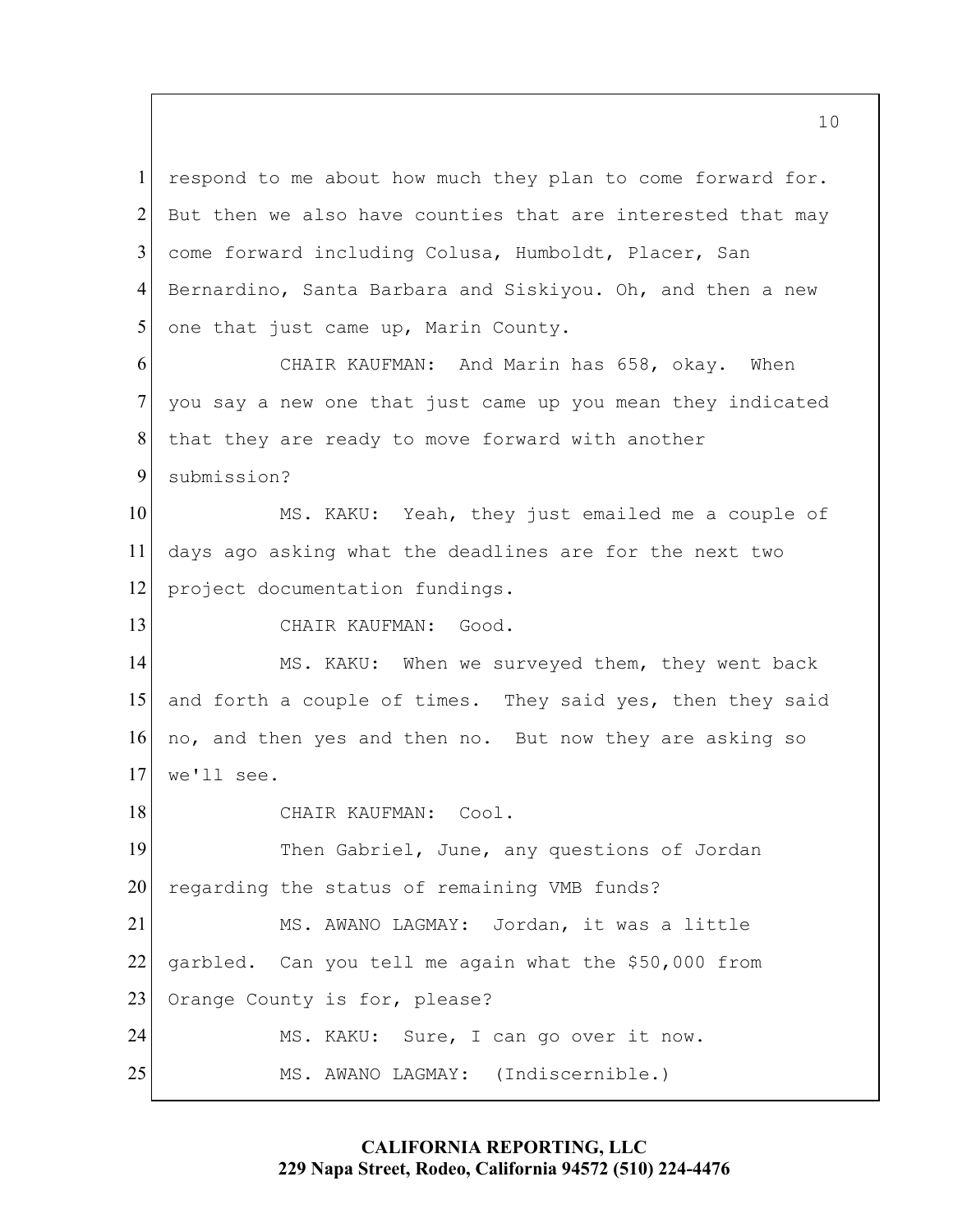respond to me about how much they plan to come forward for. But then we also have counties that are interested that may come forward including Colusa, Humboldt, Placer, San Bernardino, Santa Barbara and Siskiyou. Oh, and then a new one that just came up, Marin County.

CHAIR KAUFMAN: And Marin has 658, okay. When you say a new one that just came up you mean they indicated that they are ready to move forward with another submission?

MS. KAKU: Yeah, they just emailed me a couple of days ago asking what the deadlines are for the next two project documentation fundings.

CHAIR KAUFMAN: Good.

MS. KAKU: When we surveyed them, they went back and forth a couple of times. They said yes, then they said no, and then yes and then no. But now they are asking so we'll see.

CHAIR KAUFMAN: Cool.

Then Gabriel, June, any questions of Jordan regarding the status of remaining VMB funds?

MS. AWANO LAGMAY: Jordan, it was a little garbled. Can you tell me again what the $50,000 from Orange County is for, please?

MS. KAKU: Sure, I can go over it now.

MS. AWANO LAGMAY: (Indiscernible.)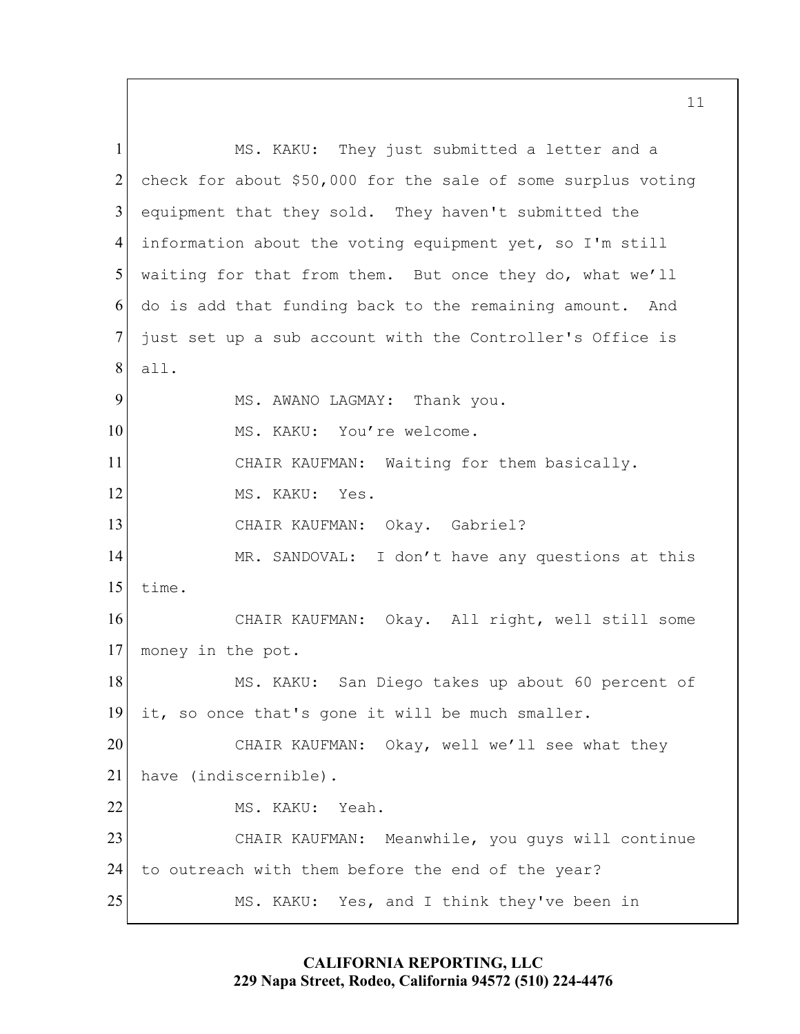MS. KAKU: They just submitted a letter and a check for about $50,000 for the sale of some surplus voting equipment that they sold. They haven't submitted the information about the voting equipment yet, so I'm still waiting for that from them. But once they do, what we'll do is add that funding back to the remaining amount. And just set up a sub account with the Controller's Office is all.

MS. AWANO LAGMAY: Thank you.

MS. KAKU: You're welcome.

CHAIR KAUFMAN: Waiting for them basically.

MS. KAKU: Yes.

CHAIR KAUFMAN: Okay. Gabriel?

MR. SANDOVAL: I don't have any questions at this time.

CHAIR KAUFMAN: Okay. All right, well still some money in the pot.

MS. KAKU: San Diego takes up about 60 percent of it, so once that's gone it will be much smaller.

CHAIR KAUFMAN: Okay, well we'll see what they have (indiscernible).

MS. KAKU: Yeah.

CHAIR KAUFMAN: Meanwhile, you guys will continue to outreach with them before the end of the year?

MS. KAKU: Yes, and I think they've been in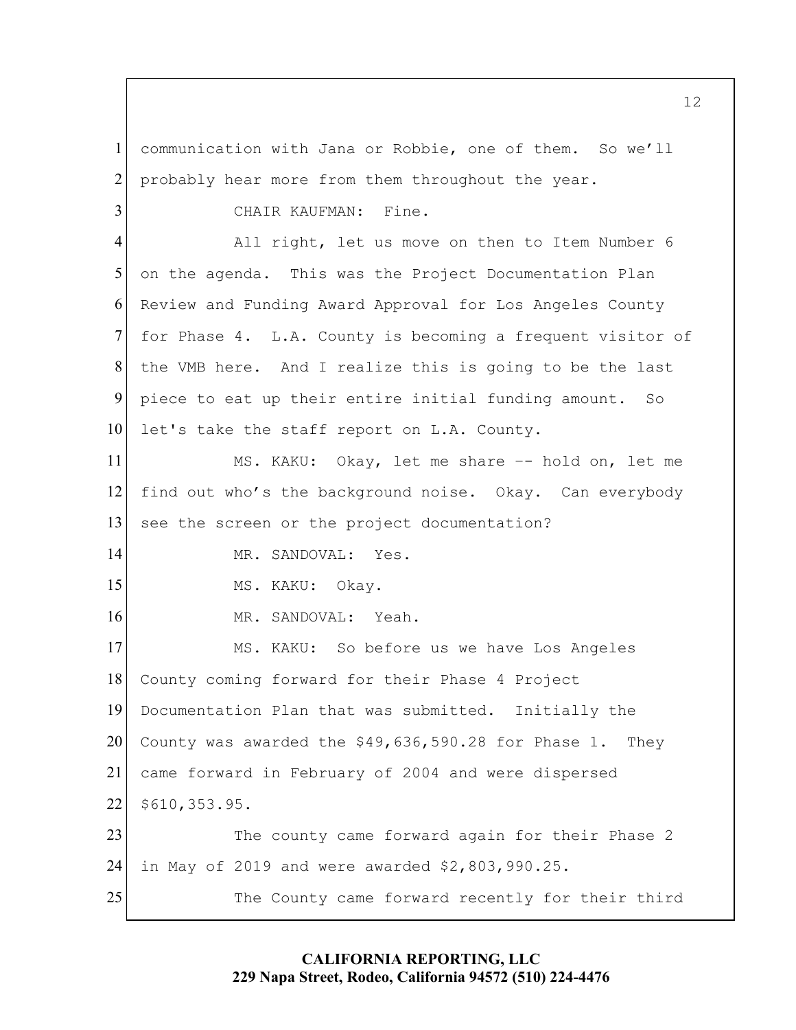communication with Jana or Robbie, one of them. So we'll probably hear more from them throughout the year.

CHAIR KAUFMAN: Fine.

All right, let us move on then to Item Number 6 on the agenda. This was the Project Documentation Plan Review and Funding Award Approval for Los Angeles County for Phase 4. L.A. County is becoming a frequent visitor of the VMB here. And I realize this is going to be the last piece to eat up their entire initial funding amount. So let's take the staff report on L.A. County.

MS. KAKU: Okay, let me share -- hold on, let me find out who's the background noise. Okay. Can everybody see the screen or the project documentation?

MR. SANDOVAL: Yes.

MS. KAKU: Okay.

MR. SANDOVAL: Yeah.

MS. KAKU: So before us we have Los Angeles County coming forward for their Phase 4 Project Documentation Plan that was submitted. Initially the County was awarded the $49,636,590.28 for Phase 1. They came forward in February of 2004 and were dispersed $610,353.95.

The county came forward again for their Phase 2 in May of 2019 and were awarded $2,803,990.25.

The County came forward recently for their third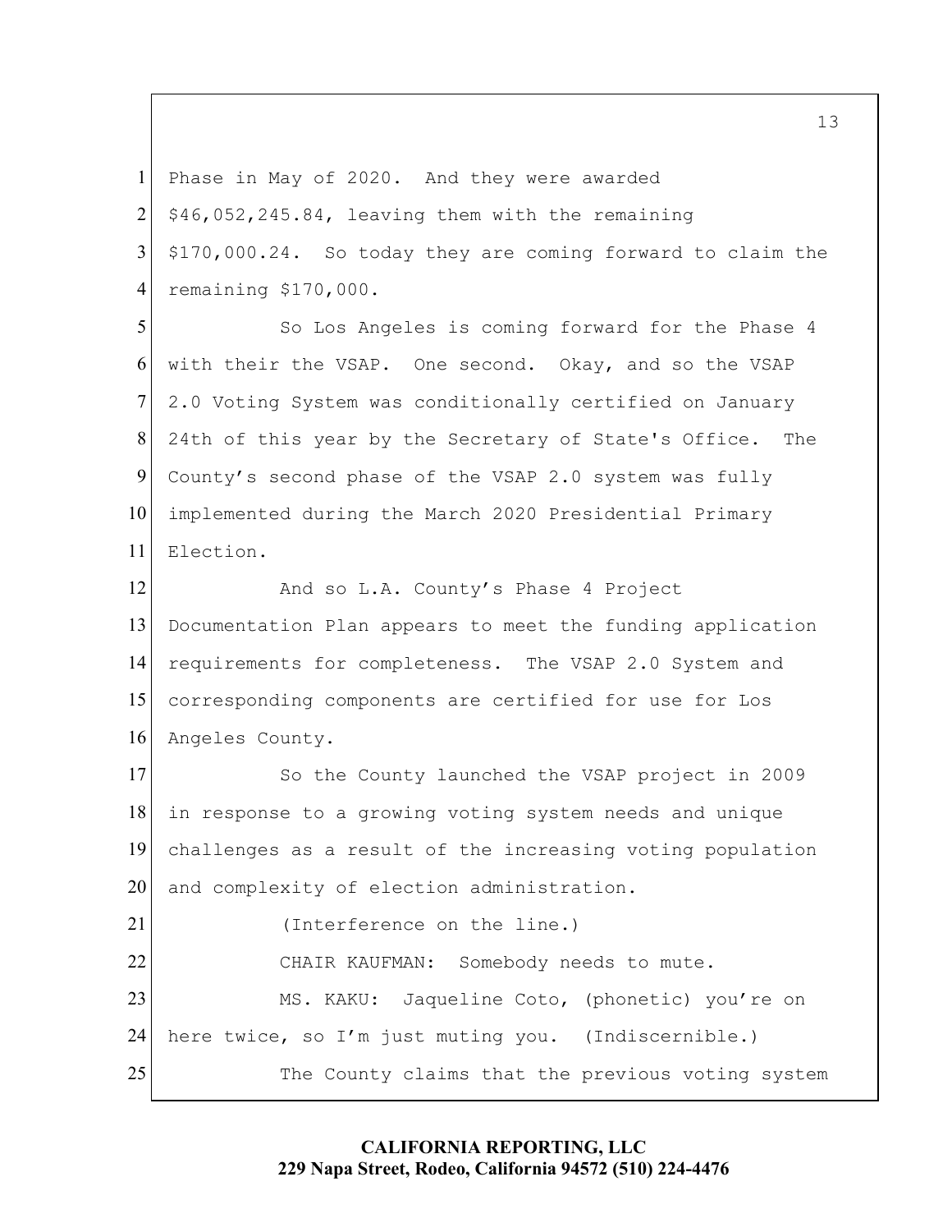Phase in May of 2020. And they were awarded $46,052,245.84, leaving them with the remaining $170,000.24. So today they are coming forward to claim the remaining $170,000.

So Los Angeles is coming forward for the Phase 4 with their the VSAP. One second. Okay, and so the VSAP 2.0 Voting System was conditionally certified on January 24th of this year by the Secretary of State's Office. The County's second phase of the VSAP 2.0 system was fully implemented during the March 2020 Presidential Primary Election.

And so L.A. County's Phase 4 Project Documentation Plan appears to meet the funding application requirements for completeness. The VSAP 2.0 System and corresponding components are certified for use for Los Angeles County.

So the County launched the VSAP project in 2009 in response to a growing voting system needs and unique challenges as a result of the increasing voting population and complexity of election administration.

(Interference on the line.)

CHAIR KAUFMAN: Somebody needs to mute.

MS. KAKU: Jaqueline Coto, (phonetic) you're on here twice, so I'm just muting you. (Indiscernible.)

The County claims that the previous voting system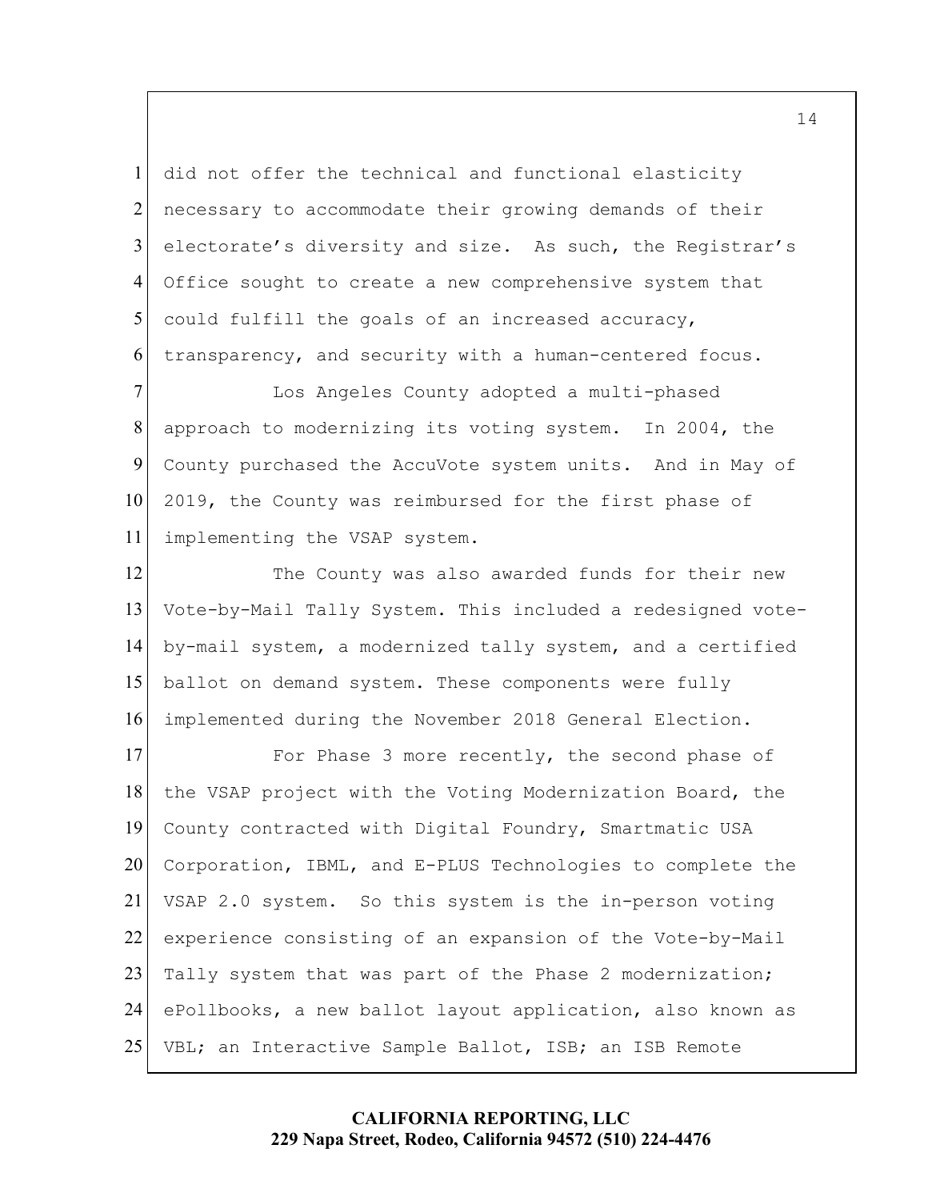did not offer the technical and functional elasticity necessary to accommodate their growing demands of their electorate's diversity and size. As such, the Registrar's Office sought to create a new comprehensive system that could fulfill the goals of an increased accuracy, transparency, and security with a human-centered focus.

Los Angeles County adopted a multi-phased approach to modernizing its voting system. In 2004, the County purchased the AccuVote system units. And in May of 2019, the County was reimbursed for the first phase of implementing the VSAP system.

The County was also awarded funds for their new Vote-by-Mail Tally System. This included a redesigned vote-by-mail system, a modernized tally system, and a certified ballot on demand system. These components were fully implemented during the November 2018 General Election.

For Phase 3 more recently, the second phase of the VSAP project with the Voting Modernization Board, the County contracted with Digital Foundry, Smartmatic USA Corporation, IBML, and E-PLUS Technologies to complete the VSAP 2.0 system. So this system is the in-person voting experience consisting of an expansion of the Vote-by-Mail Tally system that was part of the Phase 2 modernization; ePollbooks, a new ballot layout application, also known as VBL; an Interactive Sample Ballot, ISB; an ISB Remote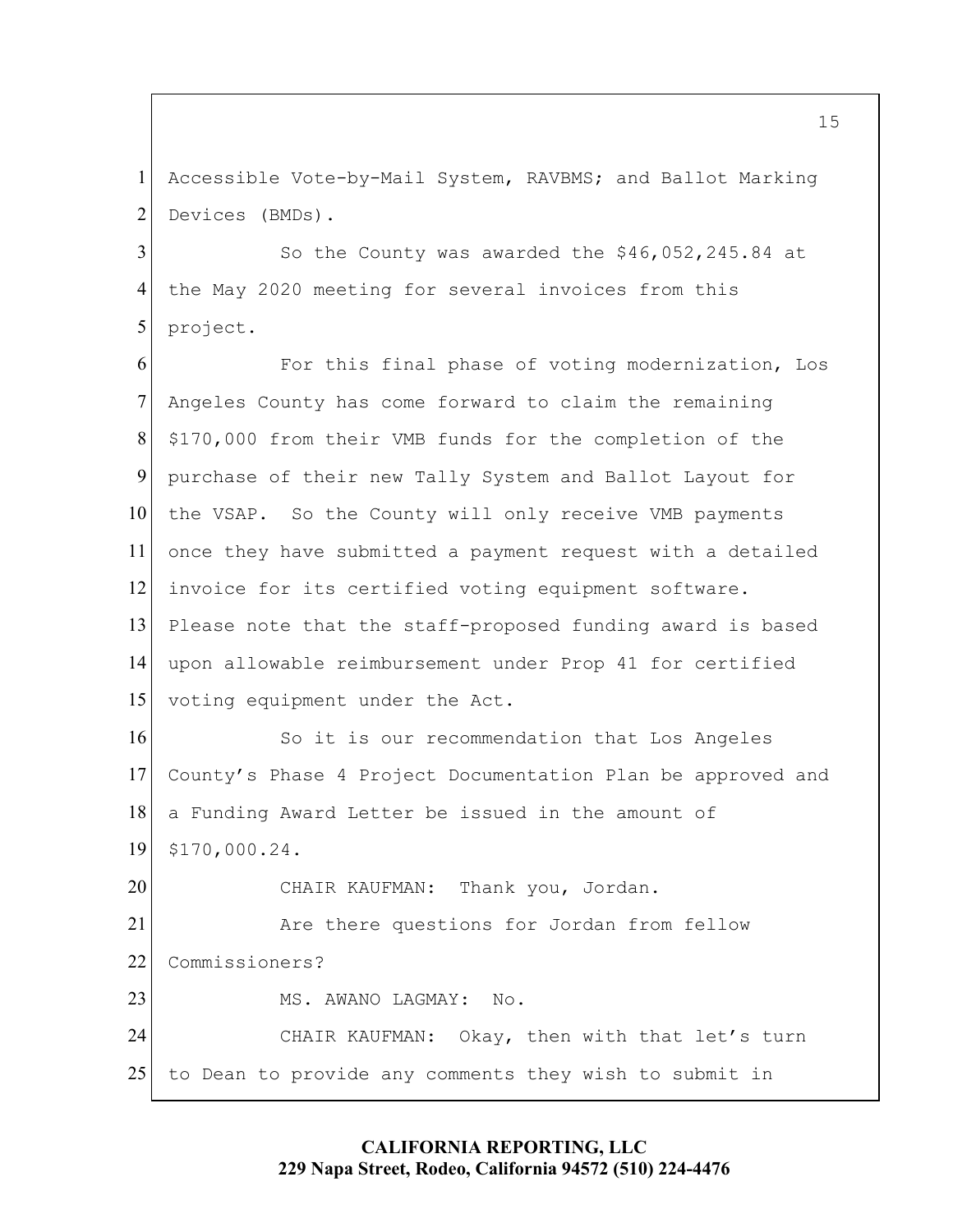Accessible Vote-by-Mail System, RAVBMS; and Ballot Marking Devices (BMDs).

So the County was awarded the $46,052,245.84 at the May 2020 meeting for several invoices from this project.

For this final phase of voting modernization, Los Angeles County has come forward to claim the remaining $170,000 from their VMB funds for the completion of the purchase of their new Tally System and Ballot Layout for the VSAP. So the County will only receive VMB payments once they have submitted a payment request with a detailed invoice for its certified voting equipment software. Please note that the staff-proposed funding award is based upon allowable reimbursement under Prop 41 for certified voting equipment under the Act.

So it is our recommendation that Los Angeles County's Phase 4 Project Documentation Plan be approved and a Funding Award Letter be issued in the amount of $170,000.24.

CHAIR KAUFMAN: Thank you, Jordan.

Are there questions for Jordan from fellow Commissioners?

MS. AWANO LAGMAY: No.

CHAIR KAUFMAN: Okay, then with that let's turn to Dean to provide any comments they wish to submit in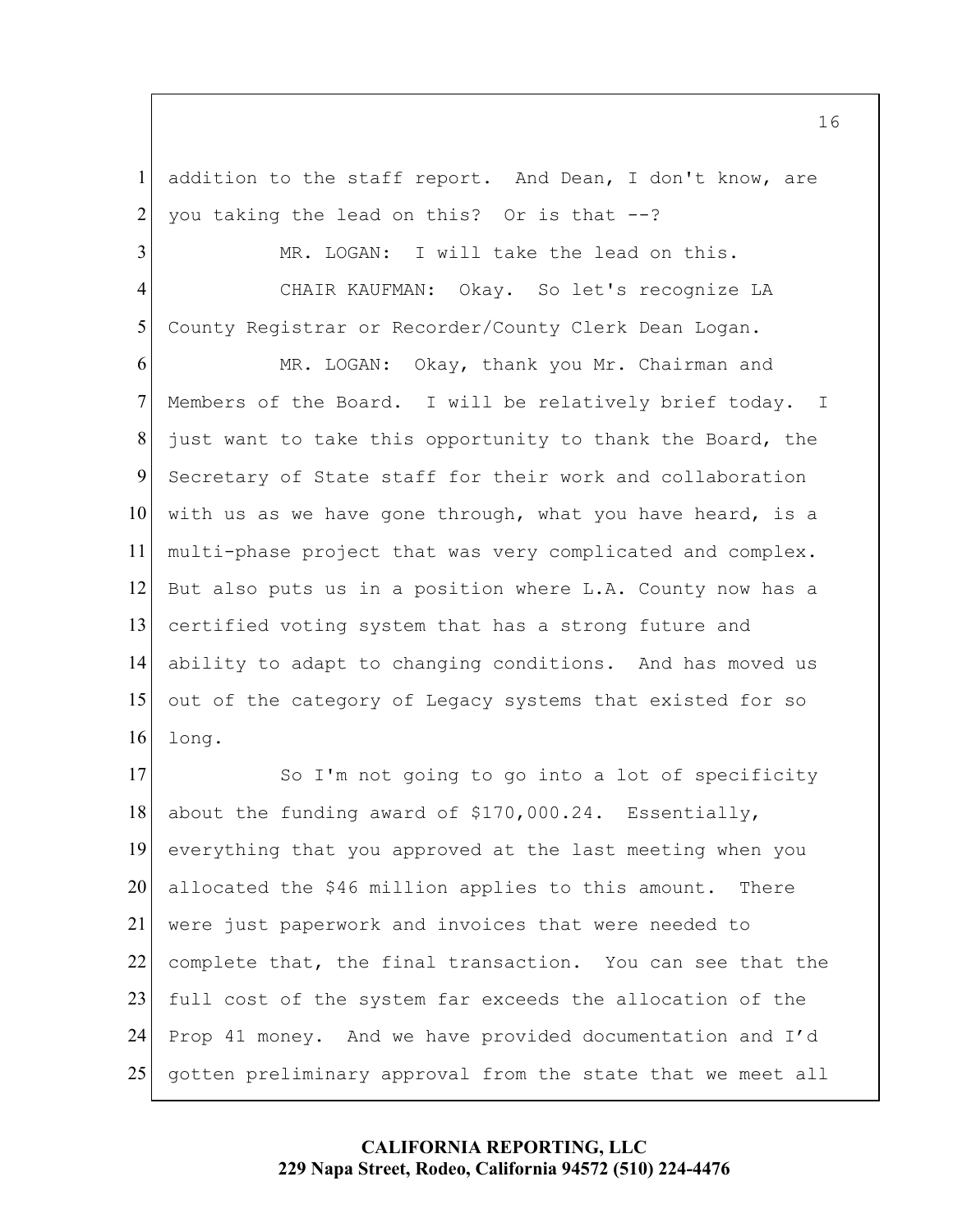addition to the staff report. And Dean, I don't know, are you taking the lead on this? Or is that --?

MR. LOGAN: I will take the lead on this.

CHAIR KAUFMAN: Okay. So let's recognize LA County Registrar or Recorder/County Clerk Dean Logan.

MR. LOGAN: Okay, thank you Mr. Chairman and Members of the Board. I will be relatively brief today. I just want to take this opportunity to thank the Board, the Secretary of State staff for their work and collaboration with us as we have gone through, what you have heard, is a multi-phase project that was very complicated and complex. But also puts us in a position where L.A. County now has a certified voting system that has a strong future and ability to adapt to changing conditions. And has moved us out of the category of Legacy systems that existed for so long.

So I'm not going to go into a lot of specificity about the funding award of $170,000.24. Essentially, everything that you approved at the last meeting when you allocated the $46 million applies to this amount. There were just paperwork and invoices that were needed to complete that, the final transaction. You can see that the full cost of the system far exceeds the allocation of the Prop 41 money. And we have provided documentation and I'd gotten preliminary approval from the state that we meet all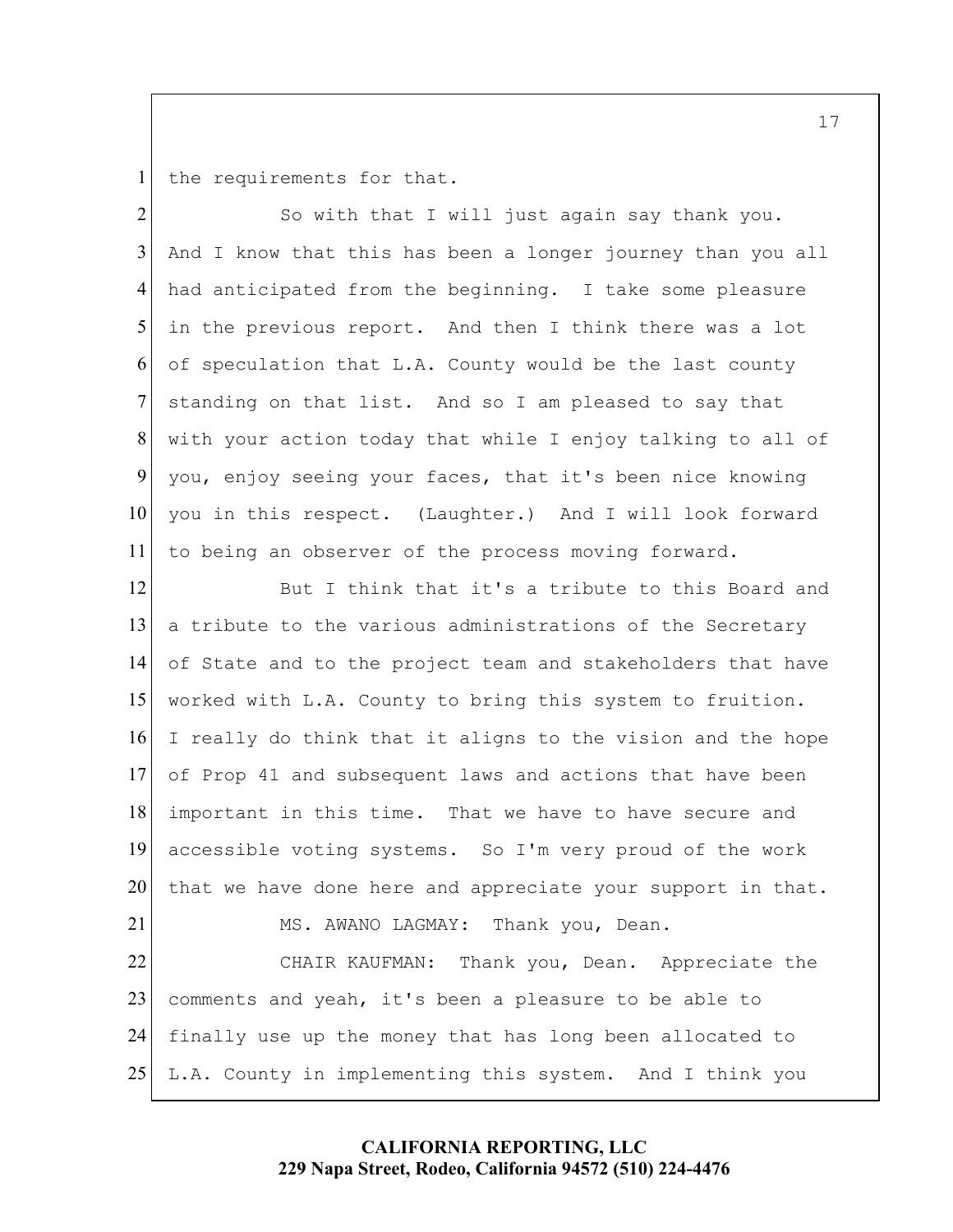the requirements for that.

So with that I will just again say thank you. And I know that this has been a longer journey than you all had anticipated from the beginning. I take some pleasure in the previous report. And then I think there was a lot of speculation that L.A. County would be the last county standing on that list. And so I am pleased to say that with your action today that while I enjoy talking to all of you, enjoy seeing your faces, that it's been nice knowing you in this respect. (Laughter.) And I will look forward to being an observer of the process moving forward.

But I think that it's a tribute to this Board and a tribute to the various administrations of the Secretary of State and to the project team and stakeholders that have worked with L.A. County to bring this system to fruition. I really do think that it aligns to the vision and the hope of Prop 41 and subsequent laws and actions that have been important in this time. That we have to have secure and accessible voting systems. So I'm very proud of the work that we have done here and appreciate your support in that.

MS. AWANO LAGMAY: Thank you, Dean.

CHAIR KAUFMAN: Thank you, Dean. Appreciate the comments and yeah, it's been a pleasure to be able to finally use up the money that has long been allocated to L.A. County in implementing this system. And I think you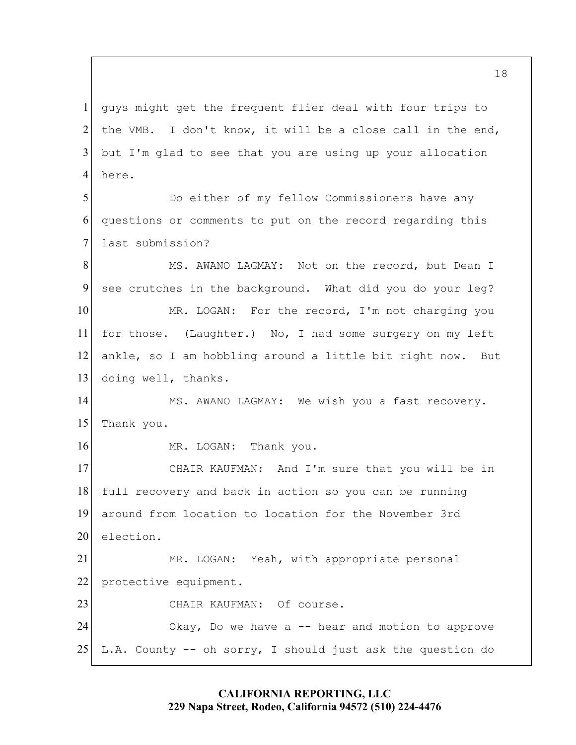guys might get the frequent flier deal with four trips to the VMB. I don't know, it will be a close call in the end, but I'm glad to see that you are using up your allocation here.

Do either of my fellow Commissioners have any questions or comments to put on the record regarding this last submission?

MS. AWANO LAGMAY: Not on the record, but Dean I see crutches in the background. What did you do your leg?

MR. LOGAN: For the record, I'm not charging you for those. (Laughter.) No, I had some surgery on my left ankle, so I am hobbling around a little bit right now. But doing well, thanks.

MS. AWANO LAGMAY: We wish you a fast recovery. Thank you.

MR. LOGAN: Thank you.

CHAIR KAUFMAN: And I'm sure that you will be in full recovery and back in action so you can be running around from location to location for the November 3rd election.

MR. LOGAN: Yeah, with appropriate personal protective equipment.

CHAIR KAUFMAN: Of course.

Okay, Do we have a -- hear and motion to approve L.A. County -- oh sorry, I should just ask the question do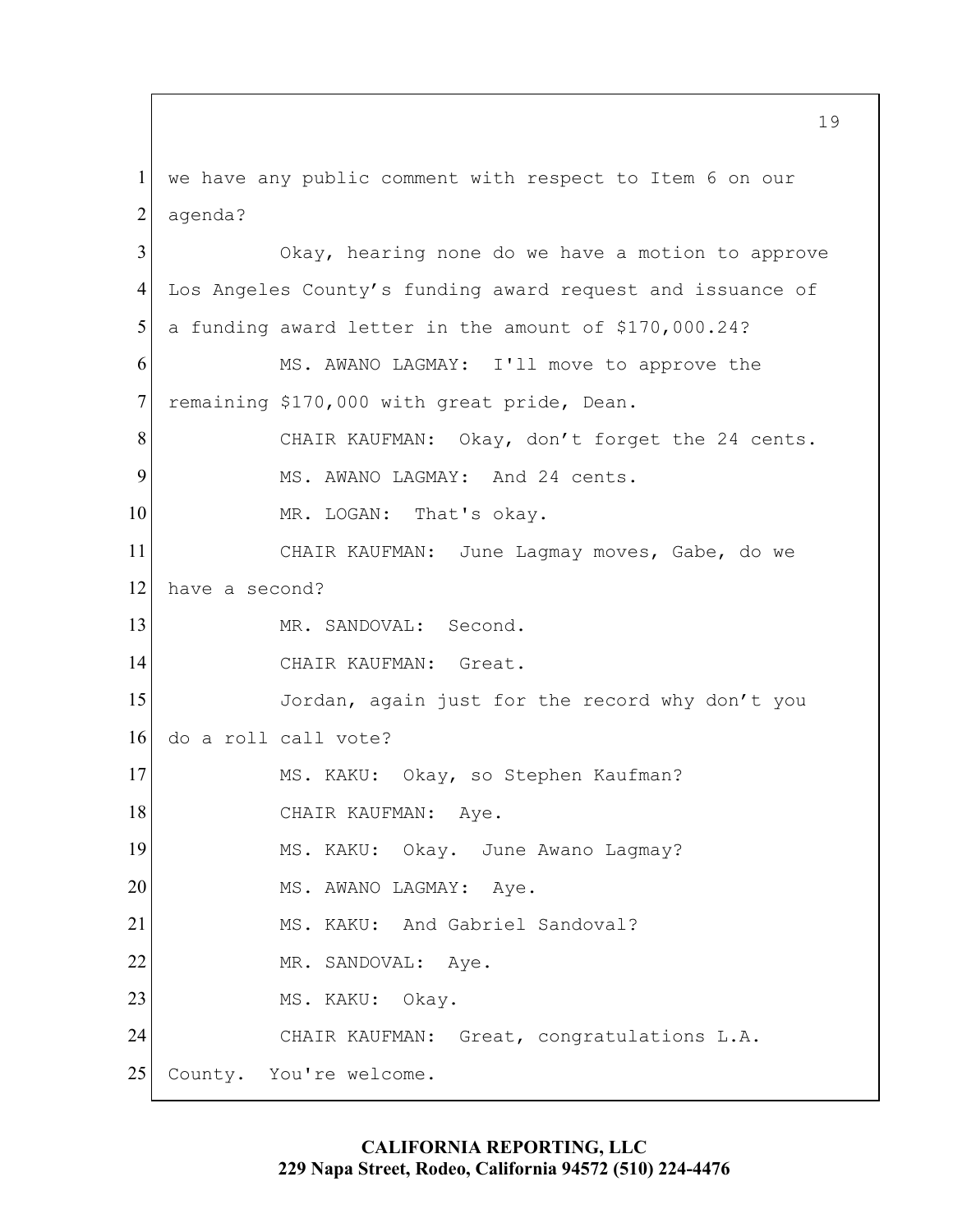we have any public comment with respect to Item 6 on our agenda?

Okay, hearing none do we have a motion to approve Los Angeles County's funding award request and issuance of a funding award letter in the amount of $170,000.24?

MS. AWANO LAGMAY: I'll move to approve the remaining $170,000 with great pride, Dean.

CHAIR KAUFMAN: Okay, don't forget the 24 cents.

MS. AWANO LAGMAY: And 24 cents.

MR. LOGAN: That's okay.

CHAIR KAUFMAN: June Lagmay moves, Gabe, do we have a second?

MR. SANDOVAL: Second.

CHAIR KAUFMAN: Great.

Jordan, again just for the record why don't you do a roll call vote?

MS. KAKU: Okay, so Stephen Kaufman?

CHAIR KAUFMAN: Aye.

MS. KAKU: Okay. June Awano Lagmay?

MS. AWANO LAGMAY: Aye.

MS. KAKU: And Gabriel Sandoval?

MR. SANDOVAL: Aye.

MS. KAKU: Okay.

CHAIR KAUFMAN: Great, congratulations L.A. County. You're welcome.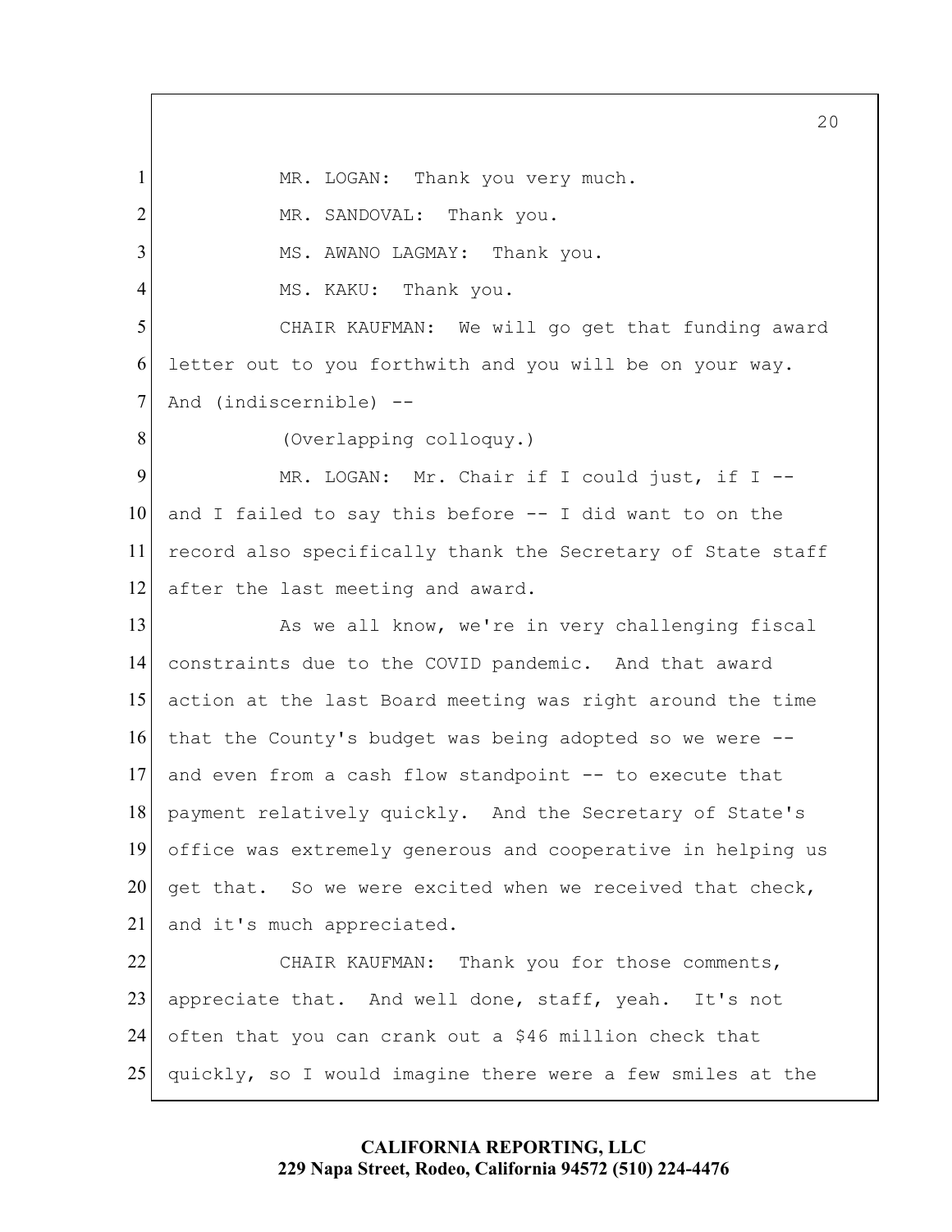MR. LOGAN: Thank you very much.

MR. SANDOVAL: Thank you.

MS. AWANO LAGMAY: Thank you.

MS. KAKU: Thank you.

CHAIR KAUFMAN: We will go get that funding award letter out to you forthwith and you will be on your way. And (indiscernible) --

(Overlapping colloquy.)

MR. LOGAN: Mr. Chair if I could just, if I -- and I failed to say this before -- I did want to on the record also specifically thank the Secretary of State staff after the last meeting and award.

As we all know, we're in very challenging fiscal constraints due to the COVID pandemic. And that award action at the last Board meeting was right around the time that the County's budget was being adopted so we were -- and even from a cash flow standpoint -- to execute that payment relatively quickly. And the Secretary of State's office was extremely generous and cooperative in helping us get that. So we were excited when we received that check, and it's much appreciated.

CHAIR KAUFMAN: Thank you for those comments, appreciate that. And well done, staff, yeah. It's not often that you can crank out a $46 million check that quickly, so I would imagine there were a few smiles at the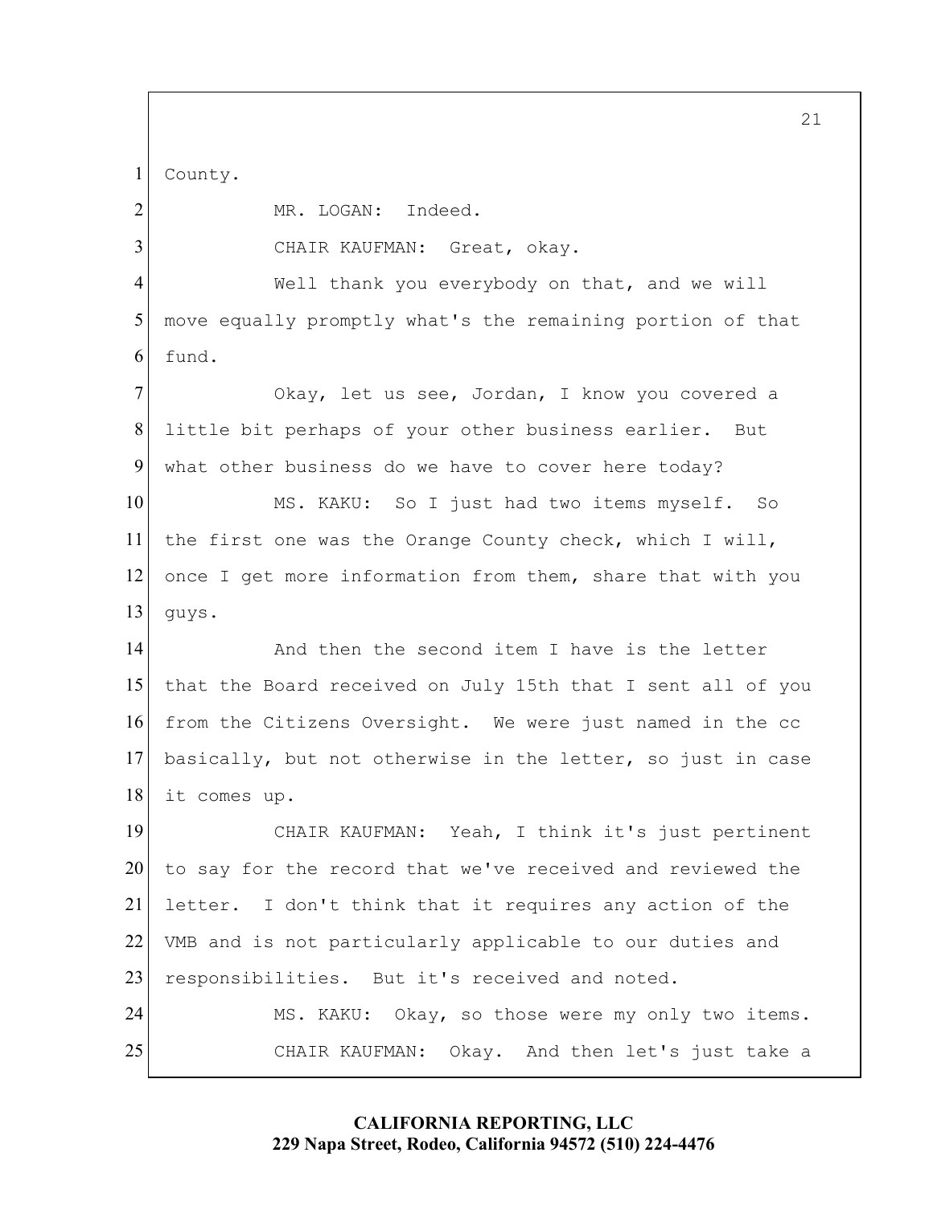County.

MR. LOGAN: Indeed.

CHAIR KAUFMAN: Great, okay.

Well thank you everybody on that, and we will move equally promptly what's the remaining portion of that fund.

Okay, let us see, Jordan, I know you covered a little bit perhaps of your other business earlier. But what other business do we have to cover here today?

MS. KAKU: So I just had two items myself. So the first one was the Orange County check, which I will, once I get more information from them, share that with you guys.

And then the second item I have is the letter that the Board received on July 15th that I sent all of you from the Citizens Oversight. We were just named in the cc basically, but not otherwise in the letter, so just in case it comes up.

CHAIR KAUFMAN: Yeah, I think it's just pertinent to say for the record that we've received and reviewed the letter. I don't think that it requires any action of the VMB and is not particularly applicable to our duties and responsibilities. But it's received and noted.

MS. KAKU: Okay, so those were my only two items.

CHAIR KAUFMAN: Okay. And then let's just take a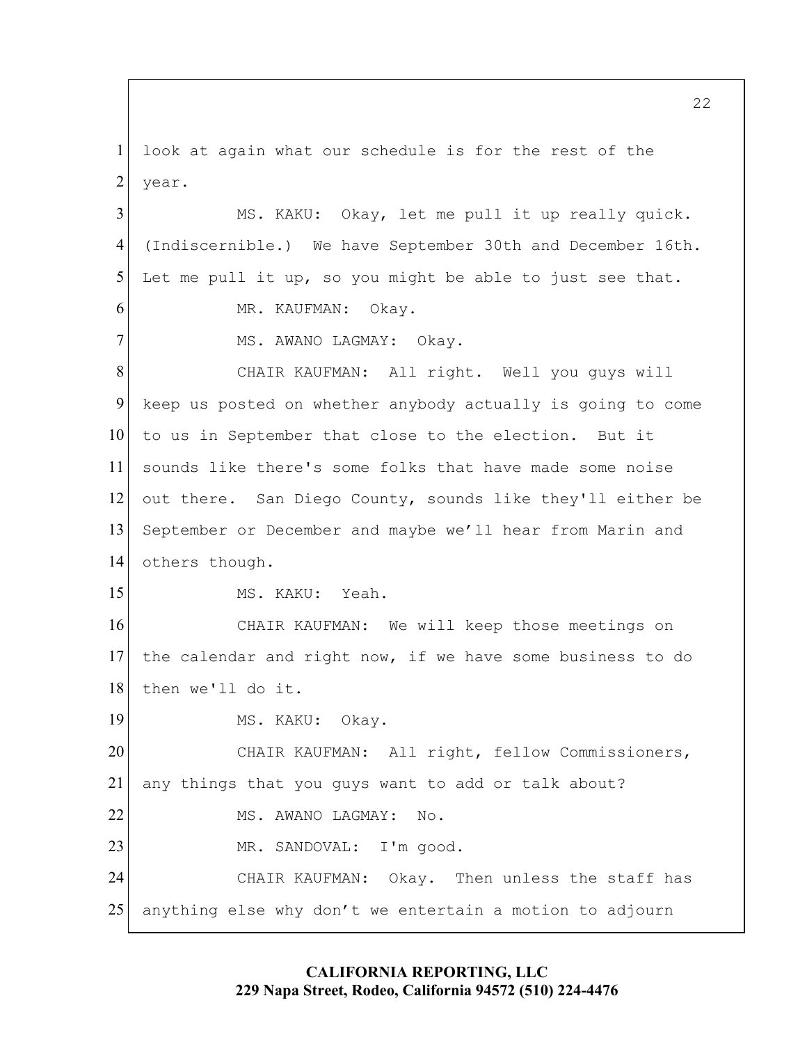look at again what our schedule is for the rest of the year.

MS. KAKU: Okay, let me pull it up really quick. (Indiscernible.) We have September 30th and December 16th. Let me pull it up, so you might be able to just see that.

MR. KAUFMAN: Okay.

MS. AWANO LAGMAY: Okay.

CHAIR KAUFMAN: All right. Well you guys will keep us posted on whether anybody actually is going to come to us in September that close to the election. But it sounds like there's some folks that have made some noise out there. San Diego County, sounds like they'll either be September or December and maybe we'll hear from Marin and others though.

MS. KAKU: Yeah.

CHAIR KAUFMAN: We will keep those meetings on the calendar and right now, if we have some business to do then we'll do it.

MS. KAKU: Okay.

CHAIR KAUFMAN: All right, fellow Commissioners, any things that you guys want to add or talk about?

MS. AWANO LAGMAY: No.

MR. SANDOVAL: I'm good.

CHAIR KAUFMAN: Okay. Then unless the staff has anything else why don't we entertain a motion to adjourn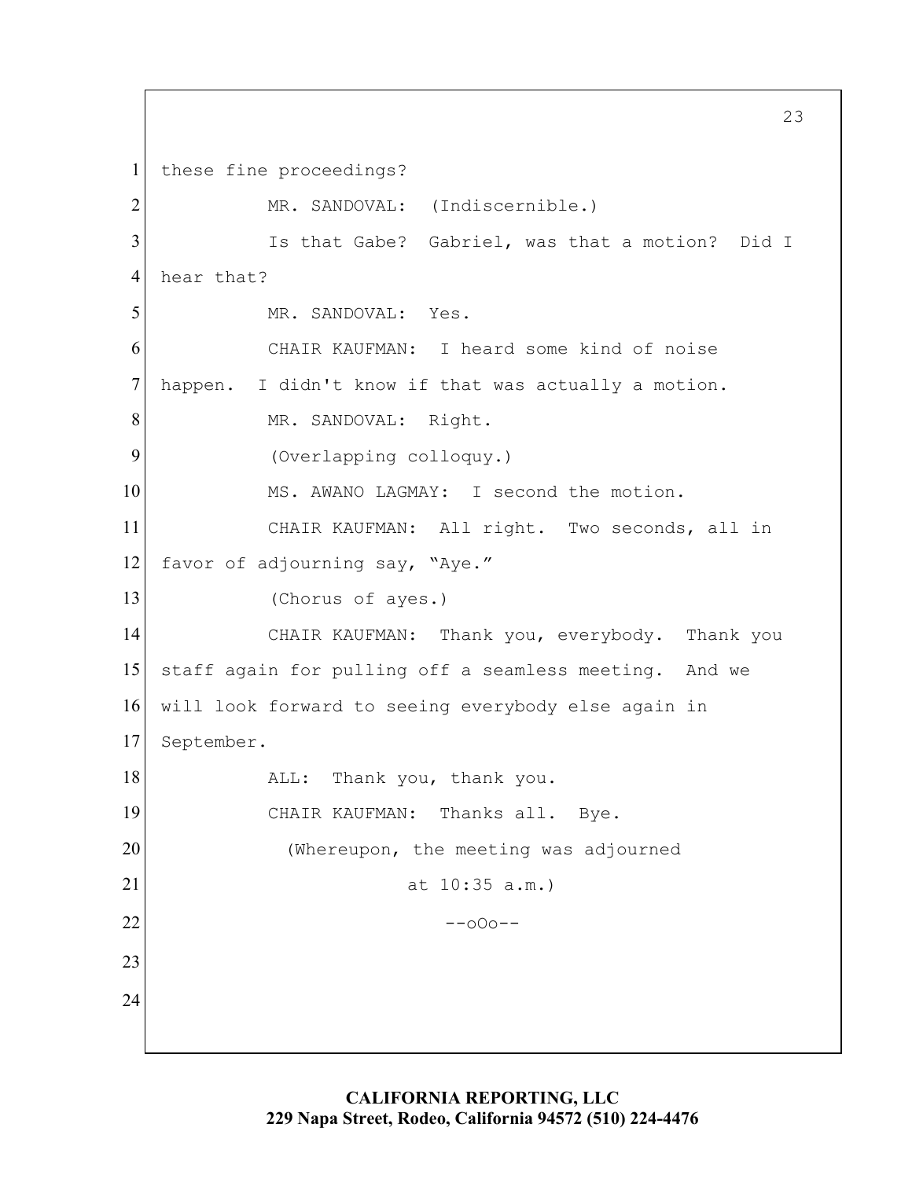these fine proceedings?

MR. SANDOVAL: (Indiscernible.)

Is that Gabe? Gabriel, was that a motion? Did I hear that?

MR. SANDOVAL: Yes.

CHAIR KAUFMAN: I heard some kind of noise happen. I didn't know if that was actually a motion.

MR. SANDOVAL: Right.

(Overlapping colloquy.)

MS. AWANO LAGMAY: I second the motion.

CHAIR KAUFMAN: All right. Two seconds, all in favor of adjourning say, "Aye."

(Chorus of ayes.)

CHAIR KAUFMAN: Thank you, everybody. Thank you staff again for pulling off a seamless meeting. And we will look forward to seeing everybody else again in September.

ALL: Thank you, thank you.

CHAIR KAUFMAN: Thanks all. Bye.

(Whereupon, the meeting was adjourned at 10:35 a.m.)

--oOo--

**CALIFORNIA REPORTING, LLC**
**229 Napa Street, Rodeo, California 94572 (510) 224-4476**